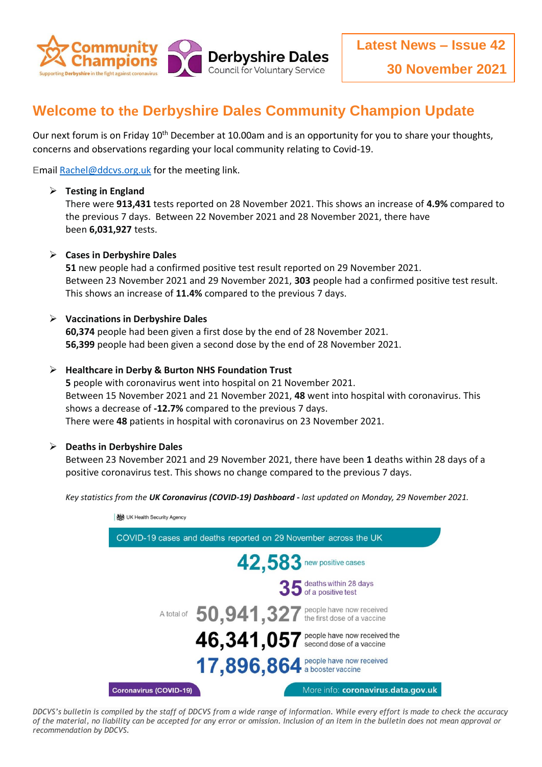Community Champions
Supporting Derbyshire in the fight against coronavirus

Derbyshire Dales
Council for Voluntary Service

**Latest News – Issue 42**

**30 November 2021**

# Welcome to the Derbyshire Dales Community Champion Update

Our next forum is on Friday 10th December at 10.00am and is an opportunity for you to share your thoughts, concerns and observations regarding your local community relating to Covid-19.

Email Rachel@ddcvs.org.uk for the meeting link.

- **Testing in England**
  There were **913,431** tests reported on 28 November 2021. This shows an increase of **4.9%** compared to the previous 7 days. Between 22 November 2021 and 28 November 2021, there have been **6,031,927** tests.

- **Cases in Derbyshire Dales**
  **51** new people had a confirmed positive test result reported on 29 November 2021.
  Between 23 November 2021 and 29 November 2021, **303** people had a confirmed positive test result. This shows an increase of **11.4%** compared to the previous 7 days.

- **Vaccinations in Derbyshire Dales**
  **60,374** people had been given a first dose by the end of 28 November 2021.
  **56,399** people had been given a second dose by the end of 28 November 2021.

- **Healthcare in Derby & Burton NHS Foundation Trust**
  **5** people with coronavirus went into hospital on 21 November 2021.
  Between 15 November 2021 and 21 November 2021, **48** went into hospital with coronavirus. This shows a decrease of **-12.7%** compared to the previous 7 days.
  There were **48** patients in hospital with coronavirus on 23 November 2021.

- **Deaths in Derbyshire Dales**
  Between 23 November 2021 and 29 November 2021, there have been **1** deaths within 28 days of a positive coronavirus test. This shows no change compared to the previous 7 days.

*Key statistics from the **UK Coronavirus (COVID-19) Dashboard** - last updated on Monday, 29 November 2021.*

UK Health Security Agency

COVID-19 cases and deaths reported on 29 November across the UK

**42,583** new positive cases

**35** deaths within 28 days of a positive test

A total of **50,941,327** people have now received the first dose of a vaccine

**46,341,057** people have now received the second dose of a vaccine

**17,896,864** people have now received a booster vaccine

Coronavirus (COVID-19)

More info: **coronavirus.data.gov.uk**

*DDCVS's bulletin is compiled by the staff of DDCVS from a wide range of information. While every effort is made to check the accuracy of the material, no liability can be accepted for any error or omission. Inclusion of an item in the bulletin does not mean approval or recommendation by DDCVS.*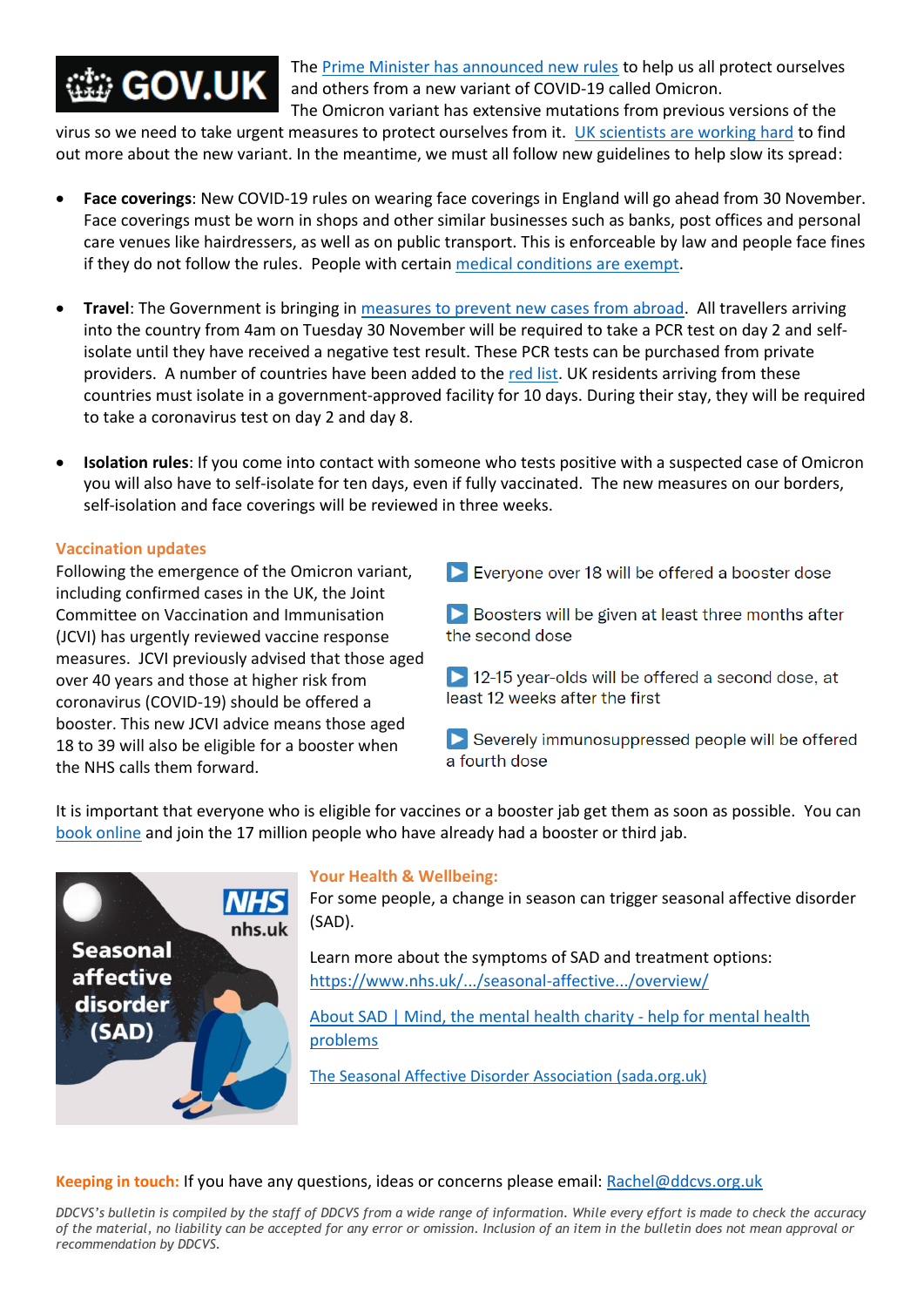GOV.UK

The [Prime Minister has announced new rules]() to help us all protect ourselves and others from a new variant of COVID-19 called Omicron. The Omicron variant has extensive mutations from previous versions of the virus so we need to take urgent measures to protect ourselves from it. [UK scientists are working hard]() to find out more about the new variant. In the meantime, we must all follow new guidelines to help slow its spread:

- **Face coverings**: New COVID-19 rules on wearing face coverings in England will go ahead from 30 November. Face coverings must be worn in shops and other similar businesses such as banks, post offices and personal care venues like hairdressers, as well as on public transport. This is enforceable by law and people face fines if they do not follow the rules. People with certain [medical conditions are exempt]().

- **Travel**: The Government is bringing in [measures to prevent new cases from abroad](). All travellers arriving into the country from 4am on Tuesday 30 November will be required to take a PCR test on day 2 and self-isolate until they have received a negative test result. These PCR tests can be purchased from private providers. A number of countries have been added to the [red list](). UK residents arriving from these countries must isolate in a government-approved facility for 10 days. During their stay, they will be required to take a coronavirus test on day 2 and day 8.

- **Isolation rules**: If you come into contact with someone who tests positive with a suspected case of Omicron you will also have to self-isolate for ten days, even if fully vaccinated. The new measures on our borders, self-isolation and face coverings will be reviewed in three weeks.

## Vaccination updates

Following the emergence of the Omicron variant, including confirmed cases in the UK, the Joint Committee on Vaccination and Immunisation (JCVI) has urgently reviewed vaccine response measures. JCVI previously advised that those aged over 40 years and those at higher risk from coronavirus (COVID-19) should be offered a booster. This new JCVI advice means those aged 18 to 39 will also be eligible for a booster when the NHS calls them forward.

- Everyone over 18 will be offered a booster dose
- Boosters will be given at least three months after the second dose
- 12-15 year-olds will be offered a second dose, at least 12 weeks after the first
- Severely immunosuppressed people will be offered a fourth dose

It is important that everyone who is eligible for vaccines or a booster jab get them as soon as possible. You can [book online]() and join the 17 million people who have already had a booster or third jab.

NHS nhs.uk

Seasonal affective disorder (SAD)

## Your Health & Wellbeing:

For some people, a change in season can trigger seasonal affective disorder (SAD).

Learn more about the symptoms of SAD and treatment options:

[https://www.nhs.uk/.../seasonal-affective.../overview/]()

[About SAD | Mind, the mental health charity - help for mental health problems]()

[The Seasonal Affective Disorder Association (sada.org.uk)]()

**Keeping in touch:** If you have any questions, ideas or concerns please email: [Rachel@ddcvs.org.uk]()

*DDCVS's bulletin is compiled by the staff of DDCVS from a wide range of information. While every effort is made to check the accuracy of the material, no liability can be accepted for any error or omission. Inclusion of an item in the bulletin does not mean approval or recommendation by DDCVS.*